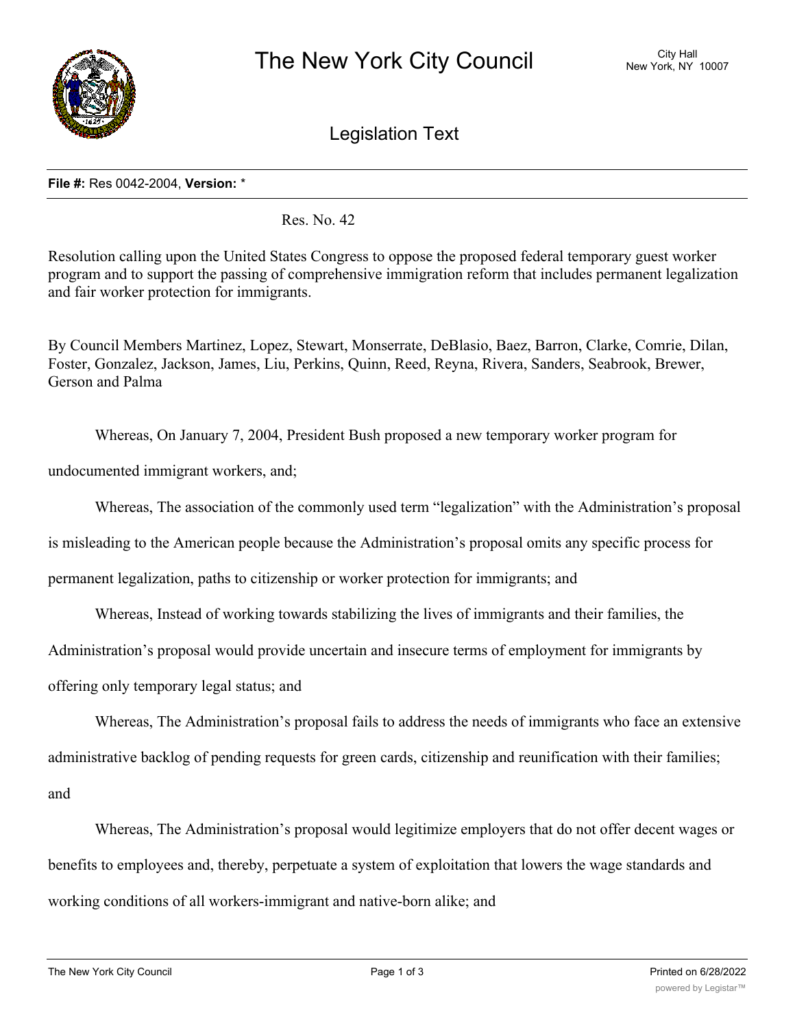# The New York City Council

Legislation Text

**File #:** Res 0042-2004, **Version:** *

Res. No. 42

Resolution calling upon the United States Congress to oppose the proposed federal temporary guest worker program and to support the passing of comprehensive immigration reform that includes permanent legalization and fair worker protection for immigrants.

By Council Members Martinez, Lopez, Stewart, Monserrate, DeBlasio, Baez, Barron, Clarke, Comrie, Dilan, Foster, Gonzalez, Jackson, James, Liu, Perkins, Quinn, Reed, Reyna, Rivera, Sanders, Seabrook, Brewer, Gerson and Palma

Whereas, On January 7, 2004, President Bush proposed a new temporary worker program for undocumented immigrant workers, and;

Whereas, The association of the commonly used term "legalization" with the Administration's proposal is misleading to the American people because the Administration's proposal omits any specific process for permanent legalization, paths to citizenship or worker protection for immigrants; and

Whereas, Instead of working towards stabilizing the lives of immigrants and their families, the Administration's proposal would provide uncertain and insecure terms of employment for immigrants by offering only temporary legal status; and

Whereas, The Administration's proposal fails to address the needs of immigrants who face an extensive administrative backlog of pending requests for green cards, citizenship and reunification with their families; and

Whereas, The Administration's proposal would legitimize employers that do not offer decent wages or benefits to employees and, thereby, perpetuate a system of exploitation that lowers the wage standards and working conditions of all workers-immigrant and native-born alike; and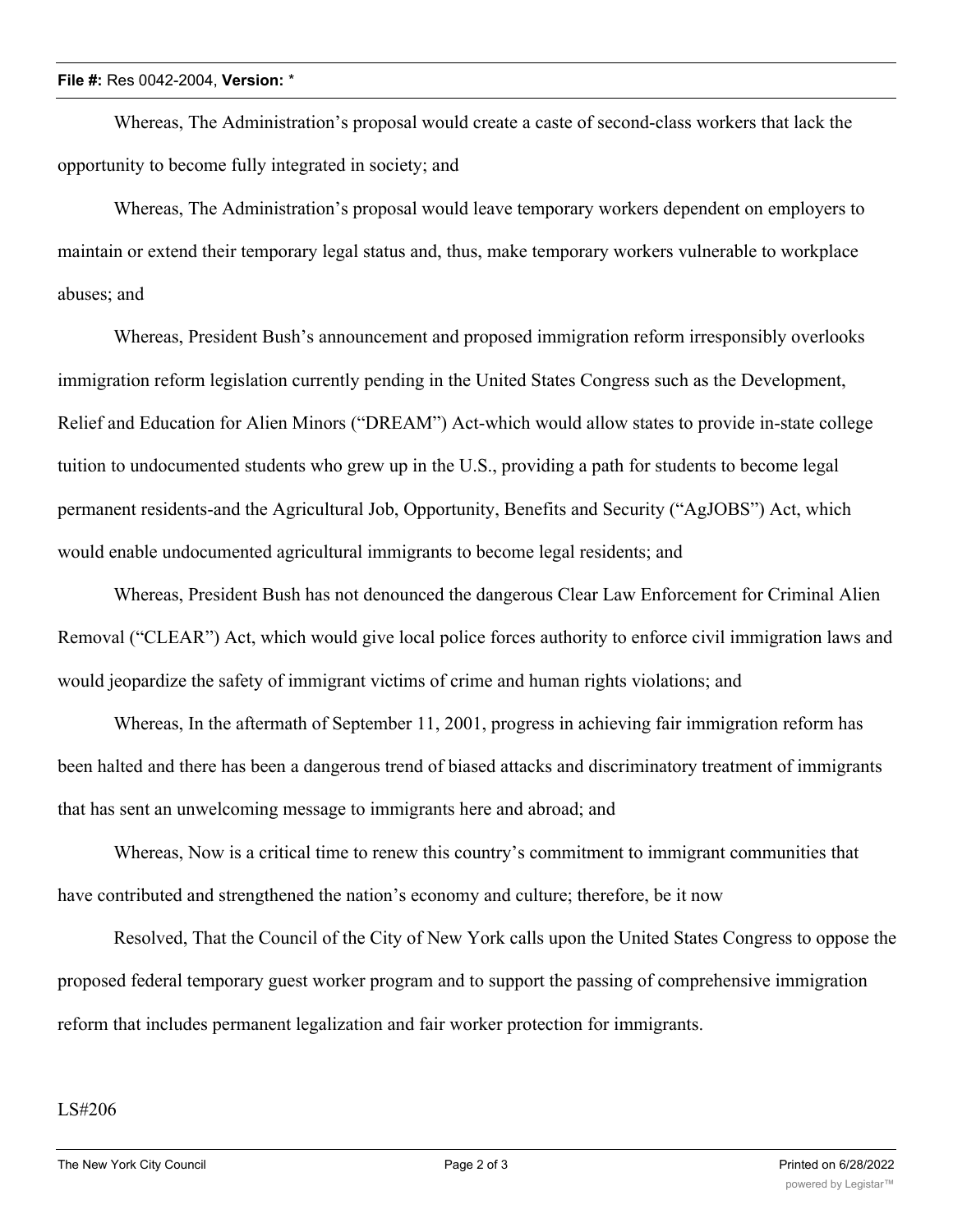Whereas, The Administration's proposal would create a caste of second-class workers that lack the opportunity to become fully integrated in society; and

Whereas, The Administration's proposal would leave temporary workers dependent on employers to maintain or extend their temporary legal status and, thus, make temporary workers vulnerable to workplace abuses; and

Whereas, President Bush's announcement and proposed immigration reform irresponsibly overlooks immigration reform legislation currently pending in the United States Congress such as the Development, Relief and Education for Alien Minors ("DREAM") Act-which would allow states to provide in-state college tuition to undocumented students who grew up in the U.S., providing a path for students to become legal permanent residents-and the Agricultural Job, Opportunity, Benefits and Security ("AgJOBS") Act, which would enable undocumented agricultural immigrants to become legal residents; and

Whereas, President Bush has not denounced the dangerous Clear Law Enforcement for Criminal Alien Removal ("CLEAR") Act, which would give local police forces authority to enforce civil immigration laws and would jeopardize the safety of immigrant victims of crime and human rights violations; and

Whereas, In the aftermath of September 11, 2001, progress in achieving fair immigration reform has been halted and there has been a dangerous trend of biased attacks and discriminatory treatment of immigrants that has sent an unwelcoming message to immigrants here and abroad; and

Whereas, Now is a critical time to renew this country's commitment to immigrant communities that have contributed and strengthened the nation's economy and culture; therefore, be it now

Resolved, That the Council of the City of New York calls upon the United States Congress to oppose the proposed federal temporary guest worker program and to support the passing of comprehensive immigration reform that includes permanent legalization and fair worker protection for immigrants.

LS#206